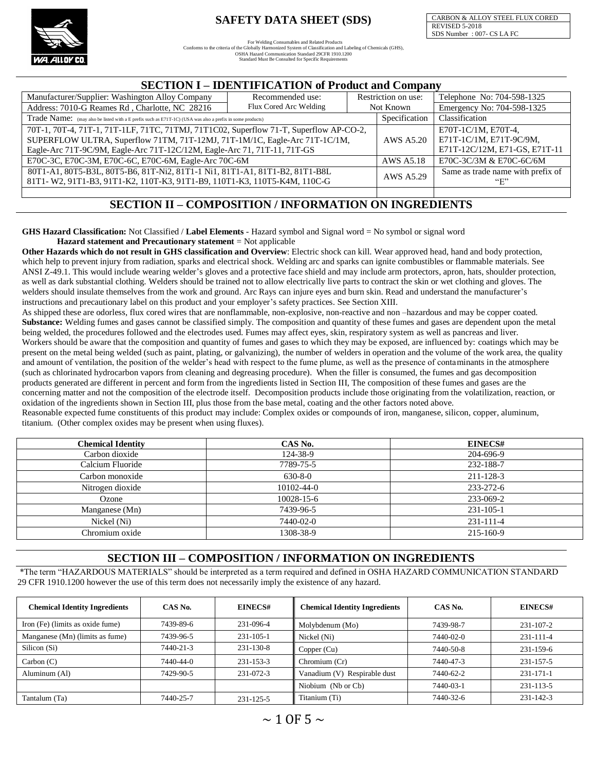# SAFETY DATA SHEET (SDS)

| CARBON & ALLOY STEEL FLUX CORED |
|---|
| REVISED 5-2018 |
| SDS Number : 007- CS LA FC |

For Welding Consumables and Related Products
Conforms to the criteria of the Globally Harmonized System of Classification and Labeling of Chemicals (GHS),
OSHA Hazard Communication Standard 29CFR 1910.1200
Standard Must Be Consulted for Specific Requirements

## SECTION I – IDENTIFICATION of Product and Company

| Manufacturer/Supplier: Washington Alloy Company | Recommended use: Flux Cored Arc Welding | Restriction on use: Not Known | Telephone No: 704-598-1325 |
|---|---|---|---|
| Address: 7010-G Reames Rd , Charlotte, NC 28216 | | | Emergency No: 704-598-1325 |
| Trade Name: (may also be listed with a E prefix such as E71T-1C) (USA was also a prefix in some products) | | Specification | Classification |
| 70T-1, 70T-4, 71T-1, 71T-1LF, 71TC, 71TMJ, 71T1C02, Superflow 71-T, Superflow AP-CO-2, SUPERFLOW ULTRA, Superflow 71TM, 71T-12MJ, 71T-1M/1C, Eagle-Arc 71T-1C/1M, Eagle-Arc 71T-9C/9M, Eagle-Arc 71T-12C/12M, Eagle-Arc 71, 71T-11, 71T-GS | | AWS A5.20 | E70T-1C/1M, E70T-4, E71T-1C/1M, E71T-9C/9M, E71T-12C/12M, E71-GS, E71T-11 |
| E70C-3C, E70C-3M, E70C-6C, E70C-6M, Eagle-Arc 70C-6M | | AWS A5.18 | E70C-3C/3M & E70C-6C/6M |
| 80T1-A1, 80T5-B3L, 80T5-B6, 81T-Ni2, 81T1-1 Ni1, 81T1-A1, 81T1-B2, 81T1-B8L 81T1- W2, 91T1-B3, 91T1-K2, 110T-K3, 91T1-B9, 110T1-K3, 110T5-K4M, 110C-G | | AWS A5.29 | Same as trade name with prefix of "E" |
| | | | |

## SECTION II – COMPOSITION / INFORMATION ON INGREDIENTS

**GHS Hazard Classification:** Not Classified / **Label Elements** - Hazard symbol and Signal word = No symbol or signal word
**Hazard statement and Precautionary statement** = Not applicable

**Other Hazards which do not result in GHS classification and Overview**: Electric shock can kill. Wear approved head, hand and body protection, which help to prevent injury from radiation, sparks and electrical shock. Welding arc and sparks can ignite combustibles or flammable materials. See ANSI Z-49.1. This would include wearing welder's gloves and a protective face shield and may include arm protectors, apron, hats, shoulder protection, as well as dark substantial clothing. Welders should be trained not to allow electrically live parts to contract the skin or wet clothing and gloves. The welders should insulate themselves from the work and ground. Arc Rays can injure eyes and burn skin. Read and understand the manufacturer's instructions and precautionary label on this product and your employer's safety practices. See Section XIII.

As shipped these are odorless, flux cored wires that are nonflammable, non-explosive, non-reactive and non –hazardous and may be copper coated.

**Substance:** Welding fumes and gases cannot be classified simply. The composition and quantity of these fumes and gases are dependent upon the metal being welded, the procedures followed and the electrodes used. Fumes may affect eyes, skin, respiratory system as well as pancreas and liver. Workers should be aware that the composition and quantity of fumes and gases to which they may be exposed, are influenced by: coatings which may be present on the metal being welded (such as paint, plating, or galvanizing), the number of welders in operation and the volume of the work area, the quality and amount of ventilation, the position of the welder's head with respect to the fume plume, as well as the presence of contaminants in the atmosphere (such as chlorinated hydrocarbon vapors from cleaning and degreasing procedure). When the filler is consumed, the fumes and gas decomposition products generated are different in percent and form from the ingredients listed in Section III, The composition of these fumes and gases are the concerning matter and not the composition of the electrode itself. Decomposition products include those originating from the volatilization, reaction, or oxidation of the ingredients shown in Section III, plus those from the base metal, coating and the other factors noted above.

Reasonable expected fume constituents of this product may include: Complex oxides or compounds of iron, manganese, silicon, copper, aluminum, titanium. (Other complex oxides may be present when using fluxes).

| Chemical Identity | CAS No. | EINECS# |
|---|---|---|
| Carbon dioxide | 124-38-9 | 204-696-9 |
| Calcium Fluoride | 7789-75-5 | 232-188-7 |
| Carbon monoxide | 630-8-0 | 211-128-3 |
| Nitrogen dioxide | 10102-44-0 | 233-272-6 |
| Ozone | 10028-15-6 | 233-069-2 |
| Manganese (Mn) | 7439-96-5 | 231-105-1 |
| Nickel (Ni) | 7440-02-0 | 231-111-4 |
| Chromium oxide | 1308-38-9 | 215-160-9 |

## SECTION III – COMPOSITION / INFORMATION ON INGREDIENTS

*The term "HAZARDOUS MATERIALS" should be interpreted as a term required and defined in OSHA HAZARD COMMUNICATION STANDARD 29 CFR 1910.1200 however the use of this term does not necessarily imply the existence of any hazard.

| Chemical Identity Ingredients | CAS No. | EINECS# | Chemical Identity Ingredients | CAS No. | EINECS# |
|---|---|---|---|---|---|
| Iron (Fe) (limits as oxide fume) | 7439-89-6 | 231-096-4 | Molybdenum (Mo) | 7439-98-7 | 231-107-2 |
| Manganese (Mn) (limits as fume) | 7439-96-5 | 231-105-1 | Nickel (Ni) | 7440-02-0 | 231-111-4 |
| Silicon (Si) | 7440-21-3 | 231-130-8 | Copper (Cu) | 7440-50-8 | 231-159-6 |
| Carbon (C) | 7440-44-0 | 231-153-3 | Chromium (Cr) | 7440-47-3 | 231-157-5 |
| Aluminum (Al) | 7429-90-5 | 231-072-3 | Vanadium (V) Respirable dust | 7440-62-2 | 231-171-1 |
| | | | Niobium (Nb or Cb) | 7440-03-1 | 231-113-5 |
| Tantalum (Ta) | 7440-25-7 | 231-125-5 | Titanium (Ti) | 7440-32-6 | 231-142-3 |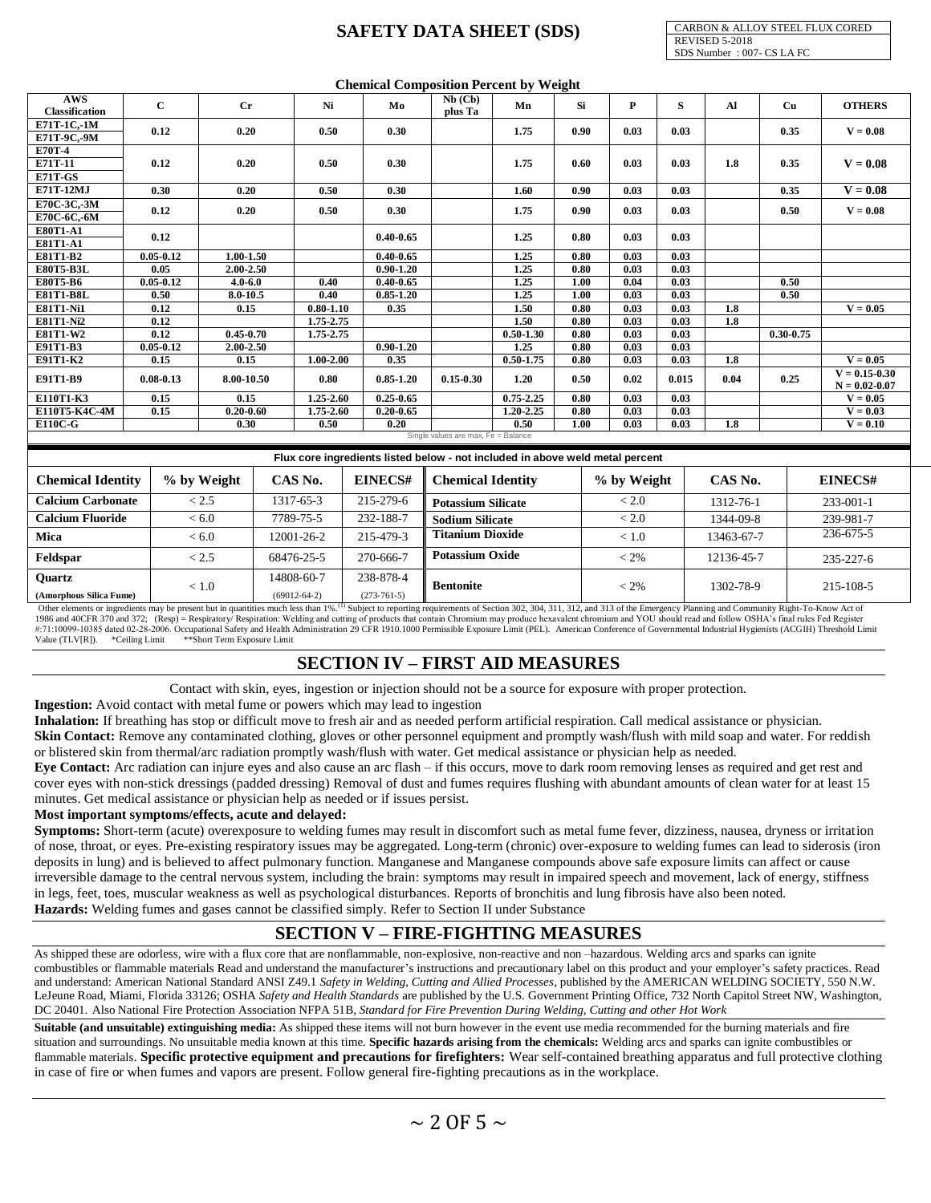**Chemical Composition Percent by Weight**

| AWS Classification | C | Cr | Ni | Mo | Nb (Cb) plus Ta | Mn | Si | P | S | Al | Cu | OTHERS |
|---|---|---|---|---|---|---|---|---|---|---|---|---|
| E71T-1C,-1M<br>E71T-9C,-9M | 0.12 | 0.20 | 0.50 | 0.30 | | 1.75 | 0.90 | 0.03 | 0.03 | | 0.35 | V = 0.08 |
| E70T-4<br>E71T-11<br>E71T-GS | 0.12 | 0.20 | 0.50 | 0.30 | | 1.75 | 0.60 | 0.03 | 0.03 | 1.8 | 0.35 | V = 0.08 |
| E71T-12MJ | 0.30 | 0.20 | 0.50 | 0.30 | | 1.60 | 0.90 | 0.03 | 0.03 | | 0.35 | V = 0.08 |
| E70C-3C,-3M<br>E70C-6C,-6M | 0.12 | 0.20 | 0.50 | 0.30 | | 1.75 | 0.90 | 0.03 | 0.03 | | 0.50 | V = 0.08 |
| E80T1-A1<br>E81T1-A1 | 0.12 | | | 0.40-0.65 | | 1.25 | 0.80 | 0.03 | 0.03 | | | |
| E81T1-B2 | 0.05-0.12 | 1.00-1.50 | | 0.40-0.65 | | 1.25 | 0.80 | 0.03 | 0.03 | | | |
| E80T5-B3L | 0.05 | 2.00-2.50 | | 0.90-1.20 | | 1.25 | 0.80 | 0.03 | 0.03 | | | |
| E80T5-B6 | 0.05-0.12 | 4.0-6.0 | 0.40 | 0.40-0.65 | | 1.25 | 1.00 | 0.04 | 0.03 | | 0.50 | |
| E81T1-B8L | 0.50 | 8.0-10.5 | 0.40 | 0.85-1.20 | | 1.25 | 1.00 | 0.03 | 0.03 | | 0.50 | |
| E81T1-Ni1 | 0.12 | 0.15 | 0.80-1.10 | 0.35 | | 1.50 | 0.80 | 0.03 | 0.03 | 1.8 | | V = 0.05 |
| E81T1-Ni2 | 0.12 | | 1.75-2.75 | | | 1.50 | 0.80 | 0.03 | 0.03 | 1.8 | | |
| E81T1-W2 | 0.12 | 0.45-0.70 | 1.75-2.75 | | | 0.50-1.30 | 0.80 | 0.03 | 0.03 | | 0.30-0.75 | |
| E91T1-B3 | 0.05-0.12 | 2.00-2.50 | | 0.90-1.20 | | 1.25 | 0.80 | 0.03 | 0.03 | | | |
| E91T1-K2 | 0.15 | 0.15 | 1.00-2.00 | 0.35 | | 0.50-1.75 | 0.80 | 0.03 | 0.03 | 1.8 | | V = 0.05 |
| E91T1-B9 | 0.08-0.13 | 8.00-10.50 | 0.80 | 0.85-1.20 | 0.15-0.30 | 1.20 | 0.50 | 0.02 | 0.015 | 0.04 | 0.25 | V = 0.15-0.30<br>N = 0.02-0.07 |
| E110T1-K3 | 0.15 | 0.15 | 1.25-2.60 | 0.25-0.65 | | 0.75-2.25 | 0.80 | 0.03 | 0.03 | | | V = 0.05 |
| E110T5-K4C-4M | 0.15 | 0.20-0.60 | 1.75-2.60 | 0.20-0.65 | | 1.20-2.25 | 0.80 | 0.03 | 0.03 | | | V = 0.03 |
| E110C-G | | 0.30 | 0.50 | 0.20 | | 0.50 | 1.00 | 0.03 | 0.03 | 1.8 | | V = 0.10 |

Single values are max, Fe = Balance

**Flux core ingredients listed below - not included in above weld metal percent**

| Chemical Identity | % by Weight | CAS No. | EINECS# | Chemical Identity | % by Weight | CAS No. | EINECS# |
|---|---|---|---|---|---|---|---|
| **Calcium Carbonate** | < 2.5 | 1317-65-3 | 215-279-6 | **Potassium Silicate** | < 2.0 | 1312-76-1 | 233-001-1 |
| **Calcium Fluoride** | < 6.0 | 7789-75-5 | 232-188-7 | **Sodium Silicate** | < 2.0 | 1344-09-8 | 239-981-7 |
| **Mica** | < 6.0 | 12001-26-2 | 215-479-3 | **Titanium Dioxide** | < 1.0 | 13463-67-7 | 236-675-5 |
| **Feldspar** | < 2.5 | 68476-25-5 | 270-666-7 | **Potassium Oxide** | < 2% | 12136-45-7 | 235-227-6 |
| **Quartz**<br>**(Amorphous Silica Fume)** | < 1.0 | 14808-60-7<br>(69012-64-2) | 238-878-4<br>(273-761-5) | **Bentonite** | < 2% | 1302-78-9 | 215-108-5 |

Other elements or ingredients may be present but in quantities much less than 1%.[1] Subject to reporting requirements of Section 302, 304, 311, 312, and 313 of the Emergency Planning and Community Right-To-Know Act of 1986 and 40CFR 370 and 372; (Resp) = Respiratory/ Respiration: Welding and cutting of products that contain Chromium may produce hexavalent chromium and YOU should read and follow OSHA's final rules Fed Register #:71:10099-10385 dated 02-28-2006. Occupational Safety and Health Administration 29 CFR 1910.1000 Permissible Exposure Limit (PEL). American Conference of Governmental Industrial Hygienists (ACGIH) Threshold Limit Value (TLV[R]). *Ceiling Limit **Short Term Exposure Limit

## SECTION IV – FIRST AID MEASURES

Contact with skin, eyes, ingestion or injection should not be a source for exposure with proper protection.

**Ingestion:** Avoid contact with metal fume or powers which may lead to ingestion

**Inhalation:** If breathing has stop or difficult move to fresh air and as needed perform artificial respiration. Call medical assistance or physician.

**Skin Contact:** Remove any contaminated clothing, gloves or other personnel equipment and promptly wash/flush with mild soap and water. For reddish or blistered skin from thermal/arc radiation promptly wash/flush with water. Get medical assistance or physician help as needed.

**Eye Contact:** Arc radiation can injure eyes and also cause an arc flash – if this occurs, move to dark room removing lenses as required and get rest and cover eyes with non-stick dressings (padded dressing) Removal of dust and fumes requires flushing with abundant amounts of clean water for at least 15 minutes. Get medical assistance or physician help as needed or if issues persist.

**Most important symptoms/effects, acute and delayed:**

**Symptoms:** Short-term (acute) overexposure to welding fumes may result in discomfort such as metal fume fever, dizziness, nausea, dryness or irritation of nose, throat, or eyes. Pre-existing respiratory issues may be aggregated. Long-term (chronic) over-exposure to welding fumes can lead to siderosis (iron deposits in lung) and is believed to affect pulmonary function. Manganese and Manganese compounds above safe exposure limits can affect or cause irreversible damage to the central nervous system, including the brain: symptoms may result in impaired speech and movement, lack of energy, stiffness in legs, feet, toes, muscular weakness as well as psychological disturbances. Reports of bronchitis and lung fibrosis have also been noted.

**Hazards:** Welding fumes and gases cannot be classified simply. Refer to Section II under Substance

## SECTION V – FIRE-FIGHTING MEASURES

As shipped these are odorless, wire with a flux core that are nonflammable, non-explosive, non-reactive and non –hazardous. Welding arcs and sparks can ignite combustibles or flammable materials Read and understand the manufacturer's instructions and precautionary label on this product and your employer's safety practices. Read and understand: American National Standard ANSI Z49.1 *Safety in Welding, Cutting and Allied Processes*, published by the AMERICAN WELDING SOCIETY, 550 N.W. LeJeune Road, Miami, Florida 33126; OSHA *Safety and Health Standards* are published by the U.S. Government Printing Office, 732 North Capitol Street NW, Washington, DC 20401. Also National Fire Protection Association NFPA 51B, *Standard for Fire Prevention During Welding, Cutting and other Hot Work*

**Suitable (and unsuitable) extinguishing media:** As shipped these items will not burn however in the event use media recommended for the burning materials and fire situation and surroundings. No unsuitable media known at this time. **Specific hazards arising from the chemicals:** Welding arcs and sparks can ignite combustibles or flammable materials. **Specific protective equipment and precautions for firefighters:** Wear self-contained breathing apparatus and full protective clothing in case of fire or when fumes and vapors are present. Follow general fire-fighting precautions as in the workplace.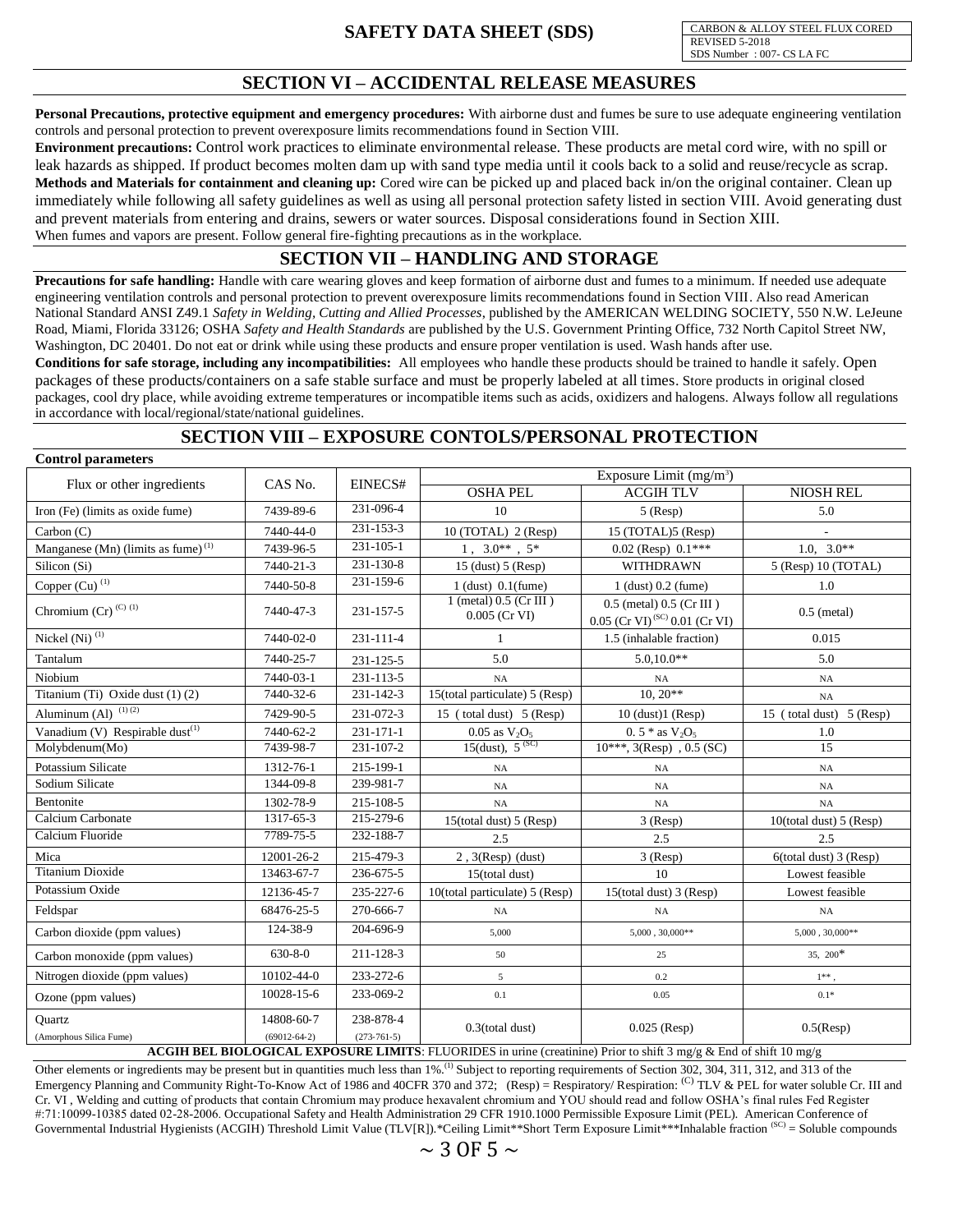## SECTION VI – ACCIDENTAL RELEASE MEASURES

**Personal Precautions, protective equipment and emergency procedures:** With airborne dust and fumes be sure to use adequate engineering ventilation controls and personal protection to prevent overexposure limits recommendations found in Section VIII.

**Environment precautions:** Control work practices to eliminate environmental release. These products are metal cord wire, with no spill or leak hazards as shipped. If product becomes molten dam up with sand type media until it cools back to a solid and reuse/recycle as scrap.

**Methods and Materials for containment and cleaning up:** Cored wire can be picked up and placed back in/on the original container. Clean up immediately while following all safety guidelines as well as using all personal protection safety listed in section VIII. Avoid generating dust and prevent materials from entering and drains, sewers or water sources. Disposal considerations found in Section XIII.

When fumes and vapors are present. Follow general fire-fighting precautions as in the workplace.

## SECTION VII – HANDLING AND STORAGE

**Precautions for safe handling:** Handle with care wearing gloves and keep formation of airborne dust and fumes to a minimum. If needed use adequate engineering ventilation controls and personal protection to prevent overexposure limits recommendations found in Section VIII. Also read American National Standard ANSI Z49.1 *Safety in Welding, Cutting and Allied Processes*, published by the AMERICAN WELDING SOCIETY, 550 N.W. LeJeune Road, Miami, Florida 33126; OSHA *Safety and Health Standards* are published by the U.S. Government Printing Office, 732 North Capitol Street NW, Washington, DC 20401. Do not eat or drink while using these products and ensure proper ventilation is used. Wash hands after use.

**Conditions for safe storage, including any incompatibilities:** All employees who handle these products should be trained to handle it safely. Open packages of these products/containers on a safe stable surface and must be properly labeled at all times. Store products in original closed packages, cool dry place, while avoiding extreme temperatures or incompatible items such as acids, oxidizers and halogens. Always follow all regulations in accordance with local/regional/state/national guidelines.

## SECTION VIII – EXPOSURE CONTOLS/PERSONAL PROTECTION

**Control parameters**

| Flux or other ingredients | CAS No. | EINECS# | Exposure Limit ($mg/m^3$) | | |
|---|---|---|---|---|---|
| | | | OSHA PEL | ACGIH TLV | NIOSH REL |
| Iron (Fe) (limits as oxide fume) | 7439-89-6 | 231-096-4 | 10 | 5 (Resp) | 5.0 |
| Carbon (C) | 7440-44-0 | 231-153-3 | 10 (TOTAL) 2 (Resp) | 15 (TOTAL)5 (Resp) | - |
| Manganese (Mn) (limits as fume) [(1)] | 7439-96-5 | 231-105-1 | 1 , 3.0** , 5* | 0.02 (Resp) 0.1*** | 1.0, 3.0** |
| Silicon (Si) | 7440-21-3 | 231-130-8 | 15 (dust) 5 (Resp) | WITHDRAWN | 5 (Resp) 10 (TOTAL) |
| Copper (Cu) [(1)] | 7440-50-8 | 231-159-6 | 1 (dust) 0.1(fume) | 1 (dust) 0.2 (fume) | 1.0 |
| Chromium (Cr) [(C) (1)] | 7440-47-3 | 231-157-5 | 1 (metal) 0.5 (Cr III ) 0.005 (Cr VI) | 0.5 (metal) 0.5 (Cr III ) 0.05 (Cr VI) [(SC)] 0.01 (Cr VI) | 0.5 (metal) |
| Nickel (Ni) [(1)] | 7440-02-0 | 231-111-4 | 1 | 1.5 (inhalable fraction) | 0.015 |
| Tantalum | 7440-25-7 | 231-125-5 | 5.0 | 5.0,10.0** | 5.0 |
| Niobium | 7440-03-1 | 231-113-5 | NA | NA | NA |
| Titanium (Ti) Oxide dust (1) (2) | 7440-32-6 | 231-142-3 | 15(total particulate) 5 (Resp) | 10, 20** | NA |
| Aluminum (Al) [(1) (2)] | 7429-90-5 | 231-072-3 | 15 ( total dust) 5 (Resp) | 10 (dust)1 (Resp) | 15 ( total dust) 5 (Resp) |
| Vanadium (V) Respirable dust[(1)] | 7440-62-2 | 231-171-1 | 0.05 as $V_2O_5$ | 0. 5 * as $V_2O_5$ | 1.0 |
| Molybdenum(Mo) | 7439-98-7 | 231-107-2 | 15(dust), 5 [(SC)] | 10***, 3(Resp) , 0.5 (SC) | 15 |
| Potassium Silicate | 1312-76-1 | 215-199-1 | NA | NA | NA |
| Sodium Silicate | 1344-09-8 | 239-981-7 | NA | NA | NA |
| Bentonite | 1302-78-9 | 215-108-5 | NA | NA | NA |
| Calcium Carbonate | 1317-65-3 | 215-279-6 | 15(total dust) 5 (Resp) | 3 (Resp) | 10(total dust) 5 (Resp) |
| Calcium Fluoride | 7789-75-5 | 232-188-7 | 2.5 | 2.5 | 2.5 |
| Mica | 12001-26-2 | 215-479-3 | 2 , 3(Resp) (dust) | 3 (Resp) | 6(total dust) 3 (Resp) |
| Titanium Dioxide | 13463-67-7 | 236-675-5 | 15(total dust) | 10 | Lowest feasible |
| Potassium Oxide | 12136-45-7 | 235-227-6 | 10(total particulate) 5 (Resp) | 15(total dust) 3 (Resp) | Lowest feasible |
| Feldspar | 68476-25-5 | 270-666-7 | NA | NA | NA |
| Carbon dioxide (ppm values) | 124-38-9 | 204-696-9 | 5,000 | 5,000 , 30,000** | 5,000 , 30,000** |
| Carbon monoxide (ppm values) | 630-8-0 | 211-128-3 | 50 | 25 | 35, 200* |
| Nitrogen dioxide (ppm values) | 10102-44-0 | 233-272-6 | 5 | 0.2 | 1** , |
| Ozone (ppm values) | 10028-15-6 | 233-069-2 | 0.1 | 0.05 | 0.1* |
| Quartz (Amorphous Silica Fume) | 14808-60-7 (69012-64-2) | 238-878-4 (273-761-5) | 0.3(total dust) | 0.025 (Resp) | 0.5(Resp) |

**ACGIH BEL BIOLOGICAL EXPOSURE LIMITS**: FLUORIDES in urine (creatinine) Prior to shift 3 mg/g & End of shift 10 mg/g

Other elements or ingredients may be present but in quantities much less than 1%.[(1)] Subject to reporting requirements of Section 302, 304, 311, 312, and 313 of the Emergency Planning and Community Right-To-Know Act of 1986 and 40CFR 370 and 372; (Resp) = Respiratory/ Respiration: [(C)] TLV & PEL for water soluble Cr. III and Cr. VI , Welding and cutting of products that contain Chromium may produce hexavalent chromium and YOU should read and follow OSHA's final rules Fed Register #:71:10099-10385 dated 02-28-2006. Occupational Safety and Health Administration 29 CFR 1910.1000 Permissible Exposure Limit (PEL). American Conference of Governmental Industrial Hygienists (ACGIH) Threshold Limit Value (TLV[R]).*Ceiling Limit**Short Term Exposure Limit***Inhalable fraction [(SC)] = Soluble compounds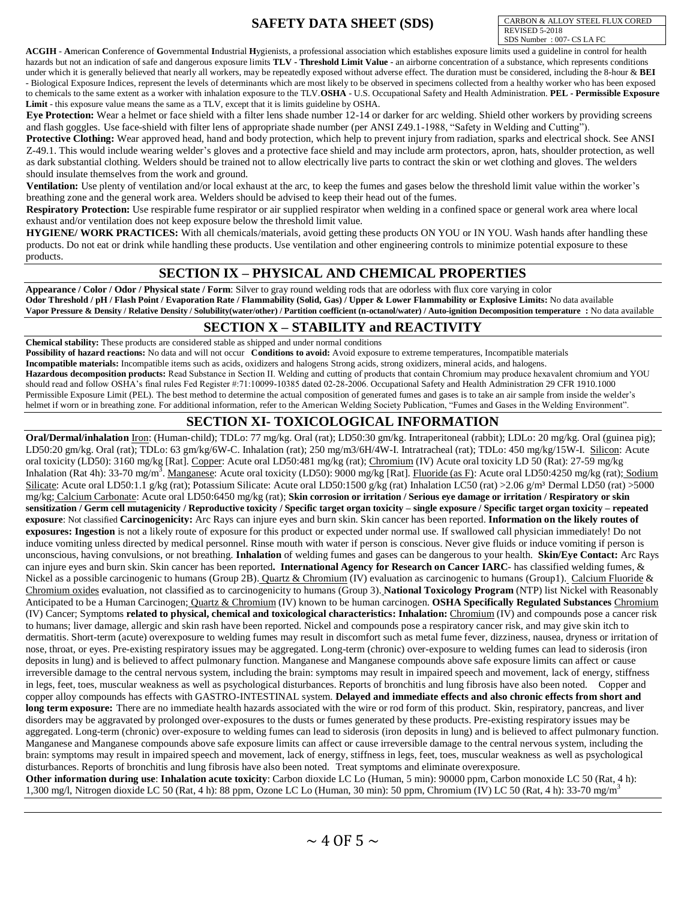**ACGIH** - **A**merican **C**onference of **G**overnmental **I**ndustrial **H**ygienists, a professional association which establishes exposure limits used a guideline in control for health hazards but not an indication of safe and dangerous exposure limits **TLV - Threshold Limit Value** - an airborne concentration of a substance, which represents conditions under which it is generally believed that nearly all workers, may be repeatedly exposed without adverse effect. The duration must be considered, including the 8-hour & **BEI** - Biological Exposure Indices, represent the levels of determinants which are most likely to be observed in specimens collected from a healthy worker who has been exposed to chemicals to the same extent as a worker with inhalation exposure to the TLV.**OSHA** - U.S. Occupational Safety and Health Administration. **PEL - Permissible Exposure Limit** - this exposure value means the same as a TLV, except that it is limits guideline by OSHA.

**Eye Protection:** Wear a helmet or face shield with a filter lens shade number 12-14 or darker for arc welding. Shield other workers by providing screens and flash goggles. Use face-shield with filter lens of appropriate shade number (per ANSI Z49.1-1988, "Safety in Welding and Cutting").

**Protective Clothing:** Wear approved head, hand and body protection, which help to prevent injury from radiation, sparks and electrical shock. See ANSI Z-49.1. This would include wearing welder's gloves and a protective face shield and may include arm protectors, apron, hats, shoulder protection, as well as dark substantial clothing. Welders should be trained not to allow electrically live parts to contract the skin or wet clothing and gloves. The welders should insulate themselves from the work and ground.

**Ventilation:** Use plenty of ventilation and/or local exhaust at the arc, to keep the fumes and gases below the threshold limit value within the worker's breathing zone and the general work area. Welders should be advised to keep their head out of the fumes.

**Respiratory Protection:** Use respirable fume respirator or air supplied respirator when welding in a confined space or general work area where local exhaust and/or ventilation does not keep exposure below the threshold limit value.

**HYGIENE/ WORK PRACTICES:** With all chemicals/materials, avoid getting these products ON YOU or IN YOU. Wash hands after handling these products. Do not eat or drink while handling these products. Use ventilation and other engineering controls to minimize potential exposure to these products.

## SECTION IX – PHYSICAL AND CHEMICAL PROPERTIES

**Appearance / Color / Odor / Physical state / Form**: Silver to gray round welding rods that are odorless with flux core varying in color
**Odor Threshold / pH / Flash Point / Evaporation Rate / Flammability (Solid, Gas) / Upper & Lower Flammability or Explosive Limits:** No data available
**Vapor Pressure & Density / Relative Density / Solubility(water/other) / Partition coefficient (n-octanol/water) / Auto-ignition Decomposition temperature :** No data available

## SECTION X – STABILITY and REACTIVITY

**Chemical stability:** These products are considered stable as shipped and under normal conditions
**Possibility of hazard reactions:** No data and will not occur **Conditions to avoid:** Avoid exposure to extreme temperatures, Incompatible materials
**Incompatible materials:** Incompatible items such as acids, oxidizers and halogens Strong acids, strong oxidizers, mineral acids, and halogens.
**Hazardous decomposition products:** Read Substance in Section II. Welding and cutting of products that contain Chromium may produce hexavalent chromium and YOU should read and follow OSHA's final rules Fed Register #:71:10099-10385 dated 02-28-2006. Occupational Safety and Health Administration 29 CFR 1910.1000 Permissible Exposure Limit (PEL). The best method to determine the actual composition of generated fumes and gases is to take an air sample from inside the welder's helmet if worn or in breathing zone. For additional information, refer to the American Welding Society Publication, "Fumes and Gases in the Welding Environment".

## SECTION XI- TOXICOLOGICAL INFORMATION

**Oral/Dermal/inhalation** Iron: (Human-child); TDLo: 77 mg/kg. Oral (rat); LD50:30 gm/kg. Intraperitoneal (rabbit); LDLo: 20 mg/kg. Oral (guinea pig); LD50:20 gm/kg. Oral (rat); TDLo: 63 gm/kg/6W-C. Inhalation (rat); 250 mg/m3/6H/4W-I. Intratracheal (rat); TDLo: 450 mg/kg/15W-I. Silicon: Acute oral toxicity (LD50): 3160 mg/kg [Rat]. Copper: Acute oral LD50:481 mg/kg (rat); Chromium (IV) Acute oral toxicity LD 50 (Rat): 27-59 mg/kg Inhalation (Rat 4h): 33-70 mg/m$^3$. Manganese: Acute oral toxicity (LD50): 9000 mg/kg [Rat]. Fluoride (as F): Acute oral LD50:4250 mg/kg (rat); Sodium Silicate: Acute oral LD50:1.1 g/kg (rat); Potassium Silicate: Acute oral LD50:1500 g/kg (rat) Inhalation LC50 (rat) >2.06 g/m³ Dermal LD50 (rat) >5000 mg/kg; Calcium Carbonate: Acute oral LD50:6450 mg/kg (rat); **Skin corrosion or irritation / Serious eye damage or irritation / Respiratory or skin sensitization / Germ cell mutagenicity / Reproductive toxicity / Specific target organ toxicity – single exposure / Specific target organ toxicity – repeated exposure**: Not classified **Carcinogenicity:** Arc Rays can injure eyes and burn skin. Skin cancer has been reported. **Information on the likely routes of exposures: Ingestion** is not a likely route of exposure for this product or expected under normal use. If swallowed call physician immediately! Do not induce vomiting unless directed by medical personnel. Rinse mouth with water if person is conscious. Never give fluids or induce vomiting if person is unconscious, having convulsions, or not breathing. **Inhalation** of welding fumes and gases can be dangerous to your health. **Skin/Eye Contact:** Arc Rays can injure eyes and burn skin. Skin cancer has been reported**. International Agency for Research on Cancer IARC**- has classified welding fumes, & Nickel as a possible carcinogenic to humans (Group 2B). Quartz & Chromium (IV) evaluation as carcinogenic to humans (Group1). Calcium Fluoride & Chromium oxides evaluation, not classified as to carcinogenicity to humans (Group 3). **National Toxicology Program** (NTP) list Nickel with Reasonably Anticipated to be a Human Carcinogen; Quartz & Chromium (IV) known to be human carcinogen. **OSHA Specifically Regulated Substances** Chromium (IV) Cancer; Symptoms **related to physical, chemical and toxicological characteristics: Inhalation:** Chromium (IV) and compounds pose a cancer risk to humans; liver damage, allergic and skin rash have been reported. Nickel and compounds pose a respiratory cancer risk, and may give skin itch to dermatitis. Short-term (acute) overexposure to welding fumes may result in discomfort such as metal fume fever, dizziness, nausea, dryness or irritation of nose, throat, or eyes. Pre-existing respiratory issues may be aggregated. Long-term (chronic) over-exposure to welding fumes can lead to siderosis (iron deposits in lung) and is believed to affect pulmonary function. Manganese and Manganese compounds above safe exposure limits can affect or cause irreversible damage to the central nervous system, including the brain: symptoms may result in impaired speech and movement, lack of energy, stiffness in legs, feet, toes, muscular weakness as well as psychological disturbances. Reports of bronchitis and lung fibrosis have also been noted. Copper and copper alloy compounds has effects with GASTRO-INTESTINAL system. **Delayed and immediate effects and also chronic effects from short and long term exposure:** There are no immediate health hazards associated with the wire or rod form of this product. Skin, respiratory, pancreas, and liver disorders may be aggravated by prolonged over-exposures to the dusts or fumes generated by these products. Pre-existing respiratory issues may be aggregated. Long-term (chronic) over-exposure to welding fumes can lead to siderosis (iron deposits in lung) and is believed to affect pulmonary function. Manganese and Manganese compounds above safe exposure limits can affect or cause irreversible damage to the central nervous system, including the brain: symptoms may result in impaired speech and movement, lack of energy, stiffness in legs, feet, toes, muscular weakness as well as psychological disturbances. Reports of bronchitis and lung fibrosis have also been noted. Treat symptoms and eliminate overexposure.

**Other information during use**: **Inhalation acute toxicity**: Carbon dioxide LC Lo (Human, 5 min): 90000 ppm, Carbon monoxide LC 50 (Rat, 4 h): 1,300 mg/l, Nitrogen dioxide LC 50 (Rat, 4 h): 88 ppm, Ozone LC Lo (Human, 30 min): 50 ppm, Chromium (IV) LC 50 (Rat, 4 h): 33-70 mg/m$^3$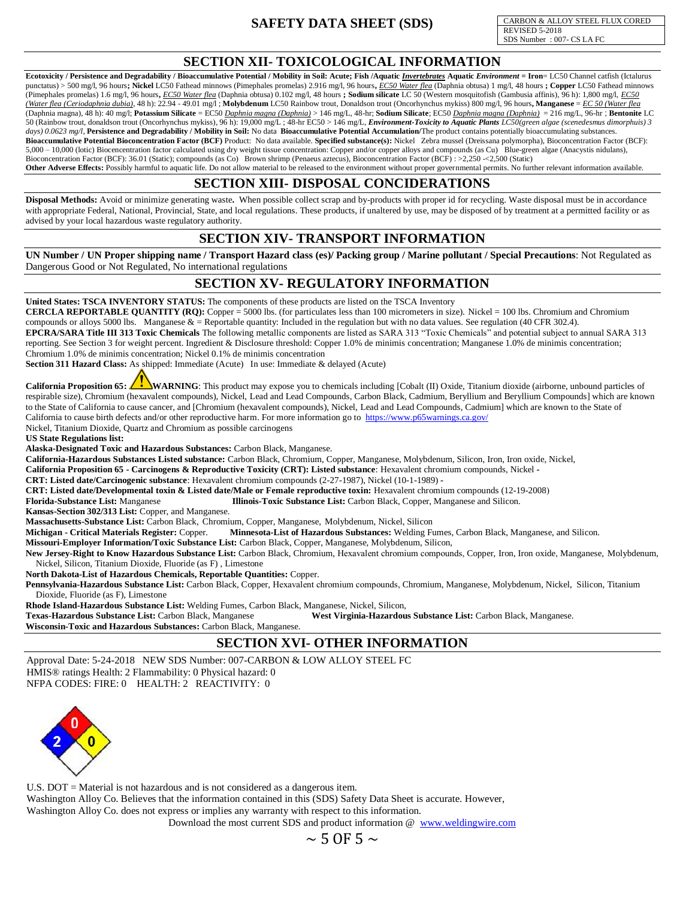# SAFETY DATA SHEET (SDS)

| CARBON & ALLOY STEEL FLUX CORED |
|---|
| REVISED 5-2018 |
| SDS Number : 007- CS LA FC |

## SECTION XII- TOXICOLOGICAL INFORMATION

**Ecotoxicity / Persistence and Degradability / Bioaccumulative Potential / Mobility in Soil: Acute; Fish /Aquatic *Invertebrates* Aquatic *Environment* = Iron**= LC50 Channel catfish (Ictalurus punctatus) > 500 mg/l, 96 hours**; Nickel** LC50 Fathead minnows (Pimephales promelas) 2.916 mg/l, 96 hours**,** *EC50 Water flea* (Daphnia obtusa) 1 mg/l, 48 hours **; Copper** LC50 Fathead minnows (Pimephales promelas) 1.6 mg/l, 96 hours**,** *EC50 Water flea* (Daphnia obtusa) 0.102 mg/l, 48 hours **; Sodium silicate** LC 50 (Western mosquitofish (Gambusia affinis), 96 h): 1,800 mg/l, *EC50 (Water flea (Ceriodaphnia dubia)*, 48 h): 22.94 - 49.01 mg/l ; **Molybdenum** LC50 Rainbow trout, Donaldson trout (Oncorhynchus mykiss) 800 mg/l, 96 hours**, Manganese** = *EC 50 (Water flea* (Daphnia magna), 48 h): 40 mg/l; **Potassium Silicate** = EC50 *Daphnia magna (Daphnia)* > 146 mg/L, 48-hr; **Sodium Silicate**; EC50 *Daphnia magna (Daphnia)* = 216 mg/L, 96-hr ; **Bentonite** LC 50 (Rainbow trout, donaldson trout (Oncorhynchus mykiss), 96 h): 19,000 mg/L ; 48-hr EC50 > 146 mg/L, ***Environment-Toxicity to Aquatic Plants*** *LC50(green algae (scenedesmus dimorphuis) 3 days) 0.0623 mg/l*, **Persistence and Degradability / Mobility in Soil:** No data **Bioaccumulative Potential Accumulation**/The product contains potentially bioaccumulating substances.

**Bioaccumulative Potential Bioconcentration Factor (BCF)** Product: No data available. **Specified substance(s):** Nickel Zebra mussel (Dreissana polymorpha), Bioconcentration Factor (BCF): 5,000 – 10,000 (lotic) Biocencentration factor calculated using dry weight tissue concentration: Copper and/or copper alloys and compounds (as Cu) Blue-green algae (Anacystis nidulans), Bioconcentration Factor (BCF): 36.01 (Static); compounds (as Co) Brown shrimp (Penaeus aztecus), Bioconcentration Factor (BCF) : >2,250 -<2,500 (Static)

**Other Adverse Effects:** Possibly harmful to aquatic life. Do not allow material to be released to the environment without proper governmental permits. No further relevant information available.

## SECTION XIII- DISPOSAL CONCIDERATIONS

**Disposal Methods:** Avoid or minimize generating waste**.** When possible collect scrap and by-products with proper id for recycling. Waste disposal must be in accordance with appropriate Federal, National, Provincial, State, and local regulations. These products, if unaltered by use, may be disposed of by treatment at a permitted facility or as advised by your local hazardous waste regulatory authority.

## SECTION XIV- TRANSPORT INFORMATION

**UN Number / UN Proper shipping name / Transport Hazard class (es)/ Packing group / Marine pollutant / Special Precautions**: Not Regulated as Dangerous Good or Not Regulated, No international regulations

## SECTION XV- REGULATORY INFORMATION

**United States: TSCA INVENTORY STATUS:** The components of these products are listed on the TSCA Inventory

**CERCLA REPORTABLE QUANTITY (RQ):** Copper = 5000 lbs. (for particulates less than 100 micrometers in size). Nickel = 100 lbs. Chromium and Chromium compounds or alloys 5000 lbs. Manganese & = Reportable quantity: Included in the regulation but with no data values. See regulation (40 CFR 302.4).

**EPCRA/SARA Title III 313 Toxic Chemicals** The following metallic components are listed as SARA 313 "Toxic Chemicals" and potential subject to annual SARA 313 reporting. See Section 3 for weight percent. Ingredient & Disclosure threshold: Copper 1.0% de minimis concentration; Manganese 1.0% de minimis concentration; Chromium 1.0% de minimis concentration; Nickel 0.1% de minimis concentration

**Section 311 Hazard Class:** As shipped: Immediate (Acute) In use: Immediate & delayed (Acute)

**California Proposition 65:** ⚠ **WARNING**: This product may expose you to chemicals including [Cobalt (II) Oxide, Titanium dioxide (airborne, unbound particles of respirable size), Chromium (hexavalent compounds), Nickel, Lead and Lead Compounds, Carbon Black, Cadmium, Beryllium and Beryllium Compounds] which are known to the State of California to cause cancer, and [Chromium (hexavalent compounds), Nickel, Lead and Lead Compounds, Cadmium] which are known to the State of California to cause birth defects and/or other reproductive harm. For more information go to https://www.p65warnings.ca.gov/

Nickel, Titanium Dioxide, Quartz and Chromium as possible carcinogens

**US State Regulations list:**

**Alaska-Designated Toxic and Hazardous Substances:** Carbon Black, Manganese.

**California-Hazardous Substances Listed substance:** Carbon Black, Chromium, Copper, Manganese, Molybdenum, Silicon, Iron, Iron oxide, Nickel,

**California Proposition 65 - Carcinogens & Reproductive Toxicity (CRT): Listed substance**: Hexavalent chromium compounds, Nickel -

**CRT: Listed date/Carcinogenic substance**: Hexavalent chromium compounds (2-27-1987), Nickel (10-1-1989) -

**CRT: Listed date/Developmental toxin & Listed date/Male or Female reproductive toxin:** Hexavalent chromium compounds (12-19-2008)

**Florida-Substance List:** Manganese

**Illinois-Toxic Substance List:** Carbon Black, Copper, Manganese and Silicon.

**Kansas-Section 302/313 List:** Copper, and Manganese.

**Massachusetts-Substance List:** Carbon Black, Chromium, Copper, Manganese, Molybdenum, Nickel, Silicon

**Michigan - Critical Materials Register:** Copper.

**Minnesota-List of Hazardous Substances:** Welding Fumes, Carbon Black, Manganese, and Silicon.

**Missouri-Employer Information/Toxic Substance List:** Carbon Black, Copper, Manganese, Molybdenum, Silicon,

**New Jersey-Right to Know Hazardous Substance List:** Carbon Black, Chromium, Hexavalent chromium compounds, Copper, Iron, Iron oxide, Manganese, Molybdenum, Nickel, Silicon, Titanium Dioxide, Fluoride (as F) , Limestone

**North Dakota-List of Hazardous Chemicals, Reportable Quantities:** Copper.

**Pennsylvania-Hazardous Substance List:** Carbon Black, Copper, Hexavalent chromium compounds, Chromium, Manganese, Molybdenum, Nickel, Silicon, Titanium Dioxide, Fluoride (as F), Limestone

**Rhode Island-Hazardous Substance List:** Welding Fumes, Carbon Black, Manganese, Nickel, Silicon,

**Texas-Hazardous Substance List:** Carbon Black, Manganese

**West Virginia-Hazardous Substance List:** Carbon Black, Manganese.

**Wisconsin-Toxic and Hazardous Substances:** Carbon Black, Manganese.

## SECTION XVI- OTHER INFORMATION

Approval Date: 5-24-2018 NEW SDS Number: 007-CARBON & LOW ALLOY STEEL FC

HMIS® ratings Health: 2 Flammability: 0 Physical hazard: 0

NFPA CODES: FIRE: 0 HEALTH: 2 REACTIVITY: 0

U.S. DOT = Material is not hazardous and is not considered as a dangerous item.

Washington Alloy Co. Believes that the information contained in this (SDS) Safety Data Sheet is accurate. However, Washington Alloy Co. does not express or implies any warranty with respect to this information.

Download the most current SDS and product information @ www.weldingwire.com